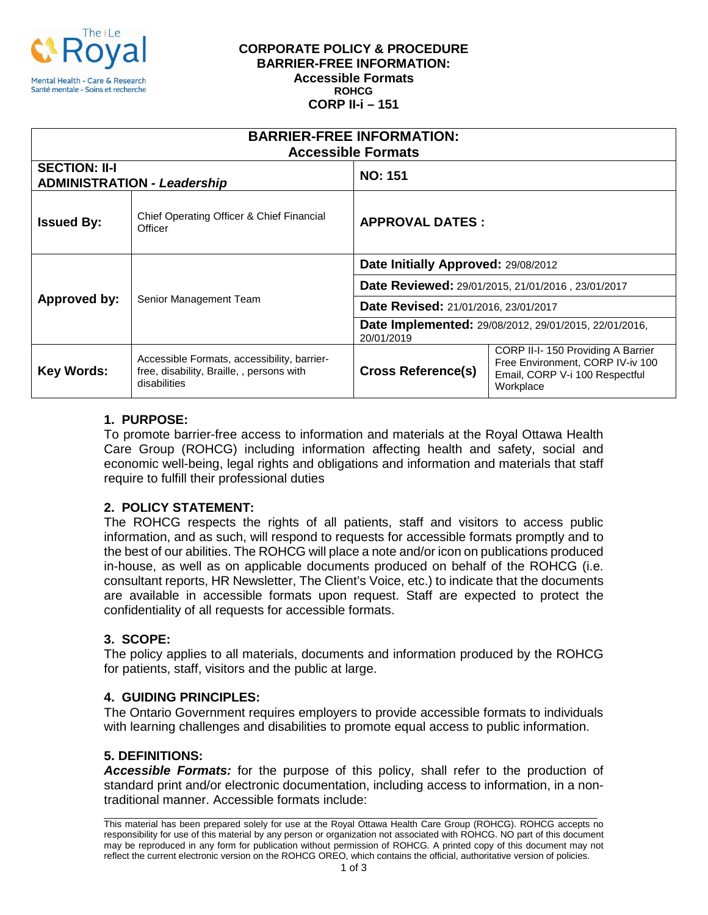**CORPORATE POLICY & PROCEDURE**
**BARRIER-FREE INFORMATION:**
**Accessible Formats**
**ROHCG**
**CORP II-i – 151**

| **BARRIER-FREE INFORMATION: Accessible Formats** | | | |
|---|---|---|---|
| **SECTION: II-I ADMINISTRATION - *Leadership*** | | **NO: 151** | |
| **Issued By:** | Chief Operating Officer & Chief Financial Officer | **APPROVAL DATES :** | |
| **Approved by:** | Senior Management Team | **Date Initially Approved:** 29/08/2012 | |
| | | **Date Reviewed:** 29/01/2015, 21/01/2016 , 23/01/2017 | |
| | | **Date Revised:** 21/01/2016, 23/01/2017 | |
| | | **Date Implemented:** 29/08/2012, 29/01/2015, 22/01/2016, 20/01/2019 | |
| **Key Words:** | Accessible Formats, accessibility, barrier-free, disability, Braille, , persons with disabilities | **Cross Reference(s)** | CORP II-I- 150 Providing A Barrier Free Environment, CORP IV-iv 100 Email, CORP V-i 100 Respectful Workplace |

## 1. PURPOSE:

To promote barrier-free access to information and materials at the Royal Ottawa Health Care Group (ROHCG) including information affecting health and safety, social and economic well-being, legal rights and obligations and information and materials that staff require to fulfill their professional duties

## 2. POLICY STATEMENT:

The ROHCG respects the rights of all patients, staff and visitors to access public information, and as such, will respond to requests for accessible formats promptly and to the best of our abilities. The ROHCG will place a note and/or icon on publications produced in-house, as well as on applicable documents produced on behalf of the ROHCG (i.e. consultant reports, HR Newsletter, The Client's Voice, etc.) to indicate that the documents are available in accessible formats upon request. Staff are expected to protect the confidentiality of all requests for accessible formats.

## 3. SCOPE:

The policy applies to all materials, documents and information produced by the ROHCG for patients, staff, visitors and the public at large.

## 4. GUIDING PRINCIPLES:

The Ontario Government requires employers to provide accessible formats to individuals with learning challenges and disabilities to promote equal access to public information.

## 5. DEFINITIONS:

***Accessible Formats:*** for the purpose of this policy, shall refer to the production of standard print and/or electronic documentation, including access to information, in a non-traditional manner. Accessible formats include:

---

This material has been prepared solely for use at the Royal Ottawa Health Care Group (ROHCG). ROHCG accepts no responsibility for use of this material by any person or organization not associated with ROHCG. NO part of this document may be reproduced in any form for publication without permission of ROHCG. A printed copy of this document may not reflect the current electronic version on the ROHCG OREO, which contains the official, authoritative version of policies.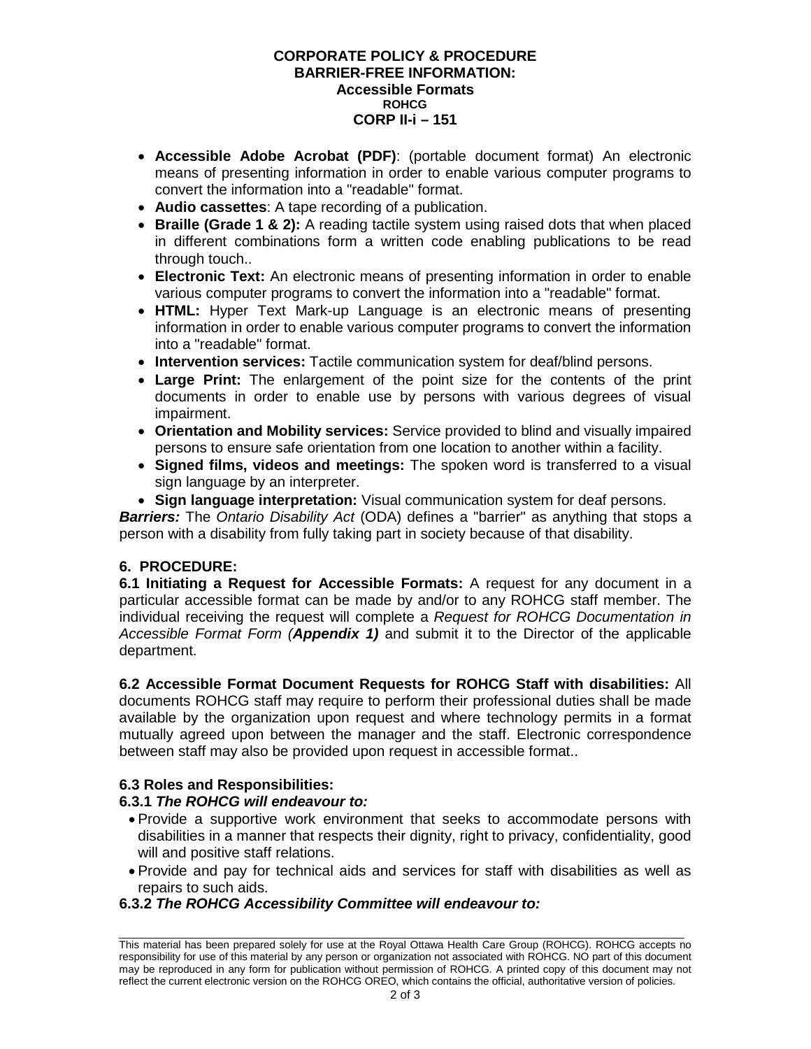- **Accessible Adobe Acrobat (PDF)**: (portable document format) An electronic means of presenting information in order to enable various computer programs to convert the information into a "readable" format.
- **Audio cassettes**: A tape recording of a publication.
- **Braille (Grade 1 & 2):** A reading tactile system using raised dots that when placed in different combinations form a written code enabling publications to be read through touch..
- **Electronic Text:** An electronic means of presenting information in order to enable various computer programs to convert the information into a "readable" format.
- **HTML:** Hyper Text Mark-up Language is an electronic means of presenting information in order to enable various computer programs to convert the information into a "readable" format.
- **Intervention services:** Tactile communication system for deaf/blind persons.
- **Large Print:** The enlargement of the point size for the contents of the print documents in order to enable use by persons with various degrees of visual impairment.
- **Orientation and Mobility services:** Service provided to blind and visually impaired persons to ensure safe orientation from one location to another within a facility.
- **Signed films, videos and meetings:** The spoken word is transferred to a visual sign language by an interpreter.
- **Sign language interpretation:** Visual communication system for deaf persons.

***Barriers:*** The *Ontario Disability Act* (ODA) defines a "barrier" as anything that stops a person with a disability from fully taking part in society because of that disability.

## 6. PROCEDURE:

**6.1 Initiating a Request for Accessible Formats:** A request for any document in a particular accessible format can be made by and/or to any ROHCG staff member. The individual receiving the request will complete a *Request for ROHCG Documentation in Accessible Format Form (**Appendix 1)*** and submit it to the Director of the applicable department.

**6.2 Accessible Format Document Requests for ROHCG Staff with disabilities:** All documents ROHCG staff may require to perform their professional duties shall be made available by the organization upon request and where technology permits in a format mutually agreed upon between the manager and the staff. Electronic correspondence between staff may also be provided upon request in accessible format..

### 6.3 Roles and Responsibilities:

**6.3.1 *The ROHCG will endeavour to:***

- Provide a supportive work environment that seeks to accommodate persons with disabilities in a manner that respects their dignity, right to privacy, confidentiality, good will and positive staff relations.
- Provide and pay for technical aids and services for staff with disabilities as well as repairs to such aids.

**6.3.2 *The ROHCG Accessibility Committee will endeavour to:***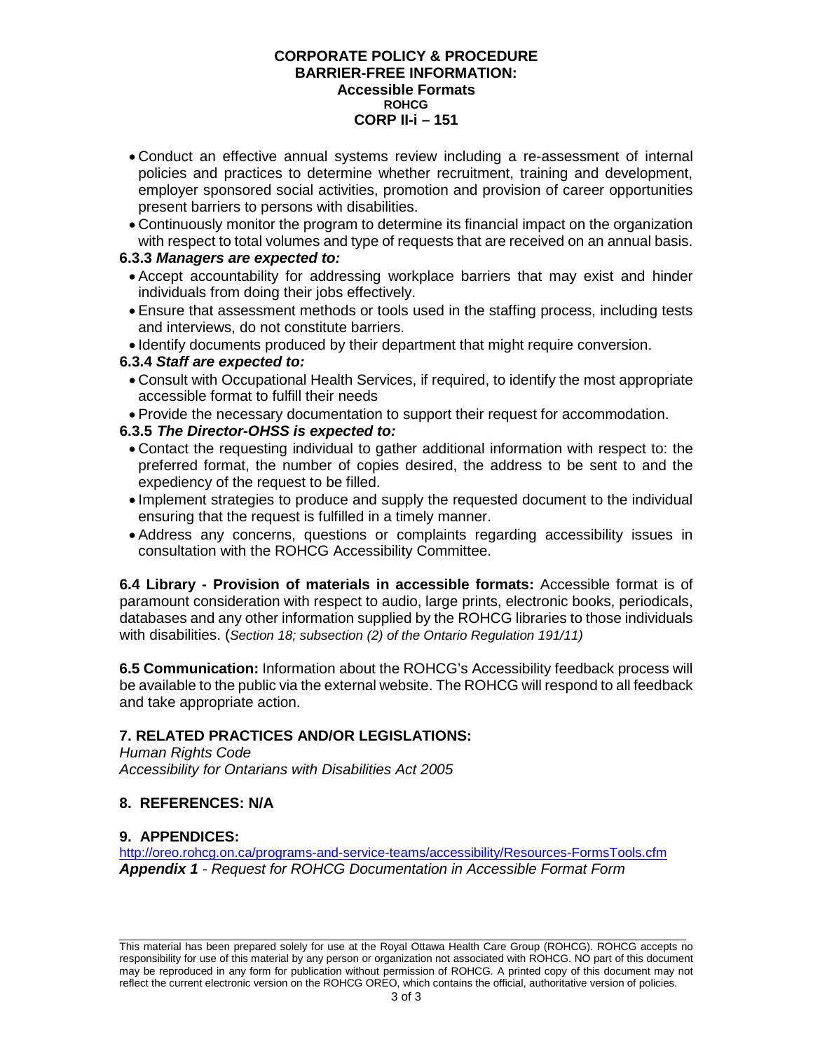- Conduct an effective annual systems review including a re-assessment of internal policies and practices to determine whether recruitment, training and development, employer sponsored social activities, promotion and provision of career opportunities present barriers to persons with disabilities.
- Continuously monitor the program to determine its financial impact on the organization with respect to total volumes and type of requests that are received on an annual basis.

**6.3.3 *Managers are expected to:***

- Accept accountability for addressing workplace barriers that may exist and hinder individuals from doing their jobs effectively.
- Ensure that assessment methods or tools used in the staffing process, including tests and interviews, do not constitute barriers.
- Identify documents produced by their department that might require conversion.

**6.3.4 *Staff are expected to:***

- Consult with Occupational Health Services, if required, to identify the most appropriate accessible format to fulfill their needs
- Provide the necessary documentation to support their request for accommodation.

**6.3.5 *The Director-OHSS is expected to:***

- Contact the requesting individual to gather additional information with respect to: the preferred format, the number of copies desired, the address to be sent to and the expediency of the request to be filled.
- Implement strategies to produce and supply the requested document to the individual ensuring that the request is fulfilled in a timely manner.
- Address any concerns, questions or complaints regarding accessibility issues in consultation with the ROHCG Accessibility Committee.

**6.4 Library - Provision of materials in accessible formats:** Accessible format is of paramount consideration with respect to audio, large prints, electronic books, periodicals, databases and any other information supplied by the ROHCG libraries to those individuals with disabilities. (*Section 18; subsection (2) of the Ontario Regulation 191/11)*

**6.5 Communication:** Information about the ROHCG's Accessibility feedback process will be available to the public via the external website. The ROHCG will respond to all feedback and take appropriate action.

## 7. RELATED PRACTICES AND/OR LEGISLATIONS:

*Human Rights Code*
*Accessibility for Ontarians with Disabilities Act 2005*

## 8. REFERENCES: N/A

## 9. APPENDICES:

http://oreo.rohcg.on.ca/programs-and-service-teams/accessibility/Resources-FormsTools.cfm
***Appendix 1*** *- Request for ROHCG Documentation in Accessible Format Form*

This material has been prepared solely for use at the Royal Ottawa Health Care Group (ROHCG). ROHCG accepts no responsibility for use of this material by any person or organization not associated with ROHCG. NO part of this document may be reproduced in any form for publication without permission of ROHCG. A printed copy of this document may not reflect the current electronic version on the ROHCG OREO, which contains the official, authoritative version of policies.